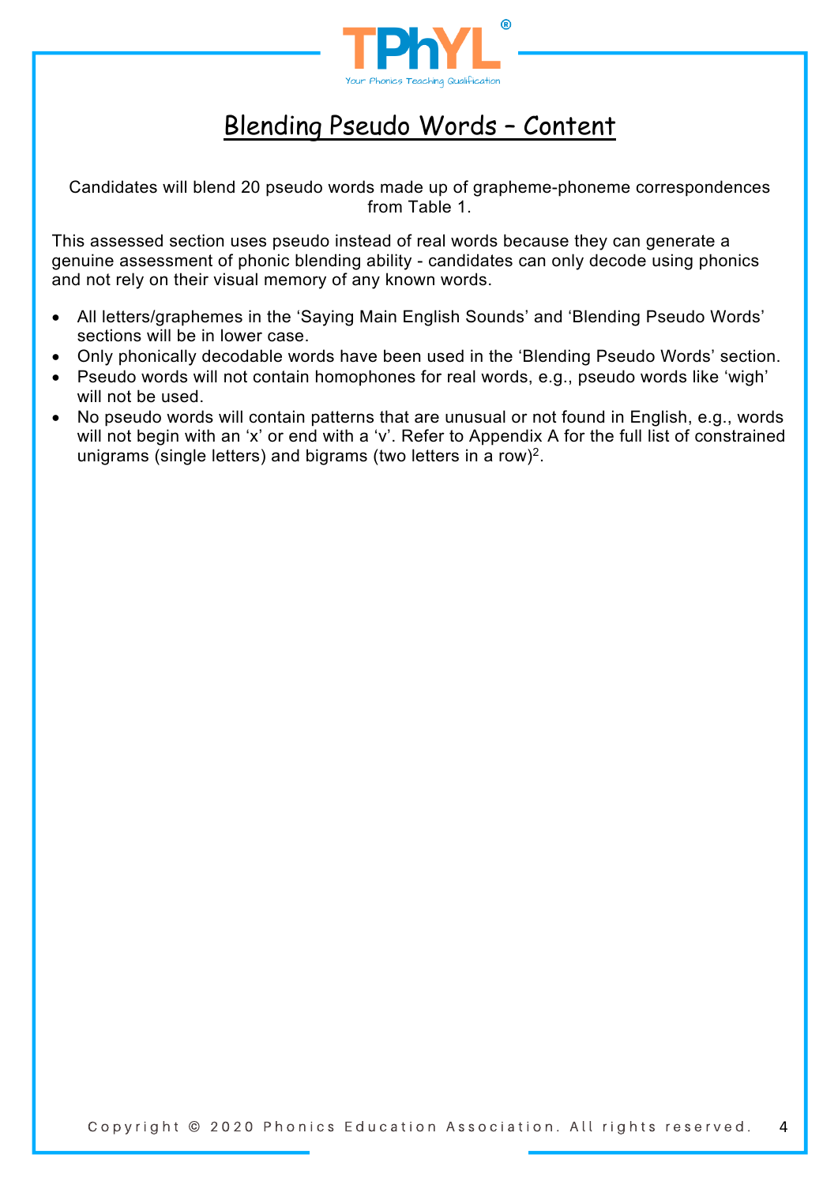# Blending Pseudo Words – Content

Candidates will blend 20 pseudo words made up of grapheme-phoneme correspondences from Table 1.

This assessed section uses pseudo instead of real words because they can generate a genuine assessment of phonic blending ability - candidates can only decode using phonics and not rely on their visual memory of any known words.

- All letters/graphemes in the 'Saying Main English Sounds' and 'Blending Pseudo Words' sections will be in lower case.
- Only phonically decodable words have been used in the 'Blending Pseudo Words' section.
- Pseudo words will not contain homophones for real words, e.g., pseudo words like 'wigh' will not be used.
- No pseudo words will contain patterns that are unusual or not found in English, e.g., words will not begin with an 'x' or end with a 'v'. Refer to Appendix A for the full list of constrained unigrams (single letters) and bigrams (two letters in a row)[2].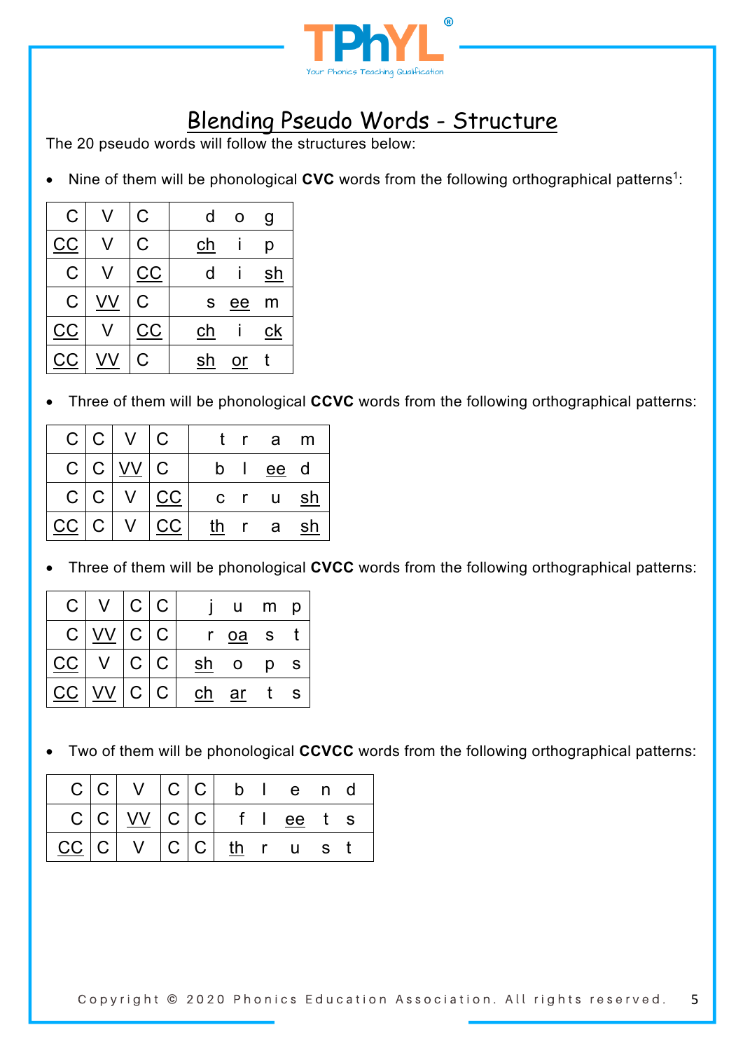# Blending Pseudo Words - Structure

The 20 pseudo words will follow the structures below:

- Nine of them will be phonological **CVC** words from the following orthographical patterns[1]:

| C | V | C | d o g |
|---|---|---|---|
| CC | V | C | ch i p |
| C | V | CC | d i sh |
| C | VV | C | s ee m |
| CC | V | CC | ch i ck |
| CC | VV | C | sh or t |

- Three of them will be phonological **CCVC** words from the following orthographical patterns:

| C | C | V | C | t r a m |
|---|---|---|---|---|
| C | C | VV | C | b l ee d |
| C | C | V | CC | c r u sh |
| CC | C | V | CC | th r a sh |

- Three of them will be phonological **CVCC** words from the following orthographical patterns:

| C | V | C | C | j u m p |
|---|---|---|---|---|
| C | VV | C | C | r oa s t |
| CC | V | C | C | sh o p s |
| CC | VV | C | C | ch ar t s |

- Two of them will be phonological **CCVCC** words from the following orthographical patterns:

| C | C | V | C | C | b l e n d |
|---|---|---|---|---|---|
| C | C | VV | C | C | f l ee t s |
| CC | C | V | C | C | th r u s t |

Copyright © 2020 Phonics Education Association. All rights reserved.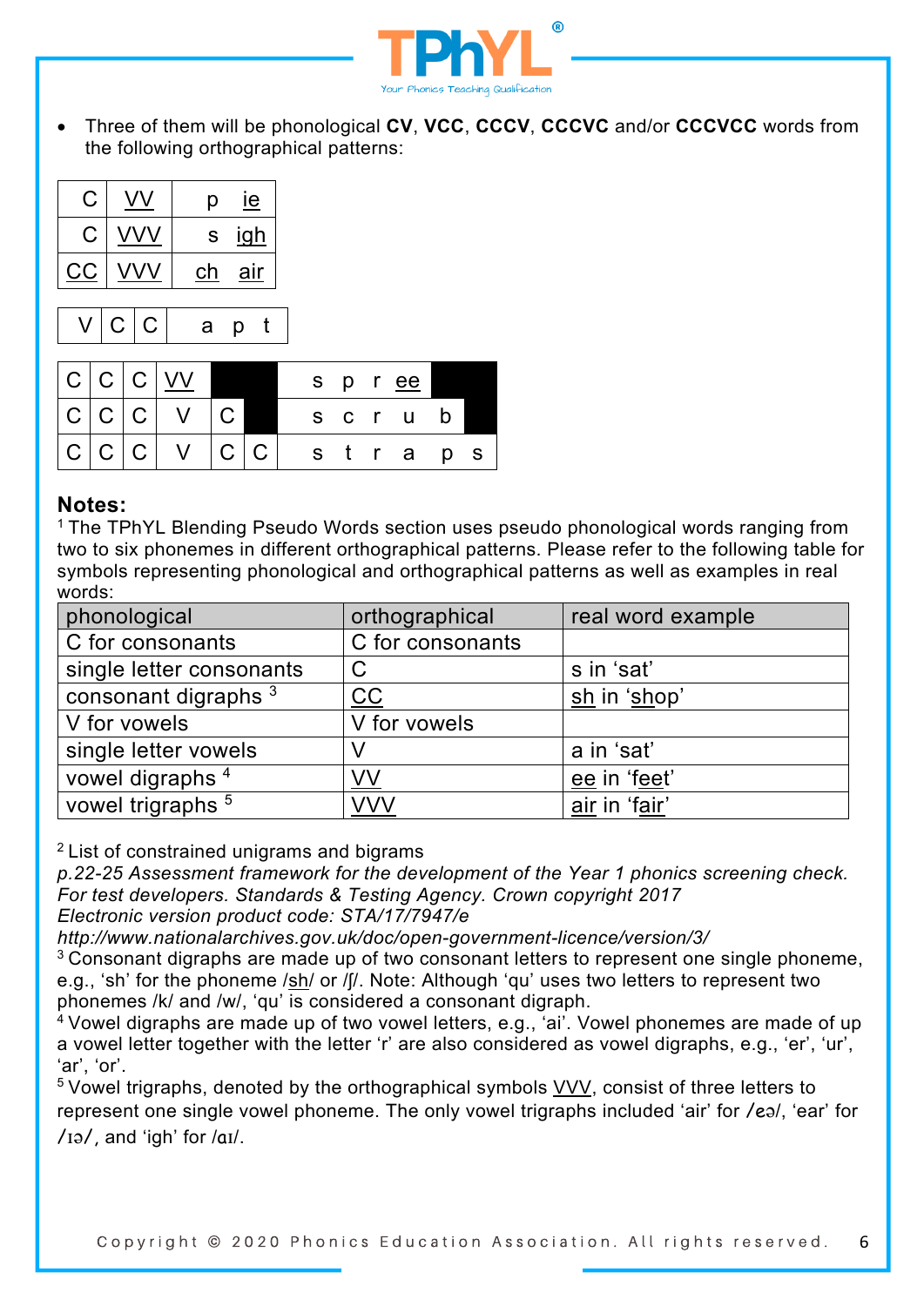- Three of them will be phonological **CV**, **VCC**, **CCCV**, **CCCVC** and/or **CCCVCC** words from the following orthographical patterns:

| | | |
|---|---|---|
| C | <u>VV</u> | p <u>ie</u> |
| C | <u>VVV</u> | s <u>igh</u> |
| <u>CC</u> | <u>VVV</u> | <u>ch</u> <u>air</u> |

| | | | |
|---|---|---|---|
| V | C | C | a p t |

| | | | | | | |
|---|---|---|---|---|---|---|
| C | C | C | <u>VV</u> | | | s p r <u>ee</u> |
| C | C | C | V | C | | s c r u b |
| C | C | C | V | C | C | s t r a p s |

## Notes:

[1] The TPhYL Blending Pseudo Words section uses pseudo phonological words ranging from two to six phonemes in different orthographical patterns. Please refer to the following table for symbols representing phonological and orthographical patterns as well as examples in real words:

| phonological | orthographical | real word example |
|---|---|---|
| C for consonants | C for consonants | |
| single letter consonants | C | s in 'sat' |
| consonant digraphs [3] | <u>CC</u> | <u>sh</u> in '<u>sh</u>op' |
| V for vowels | V for vowels | |
| single letter vowels | V | a in 'sat' |
| vowel digraphs [4] | <u>VV</u> | <u>ee</u> in 'f<u>ee</u>t' |
| vowel trigraphs [5] | <u>VVV</u> | <u>air</u> in 'f<u>air</u>' |

[2] List of constrained unigrams and bigrams
*p.22-25 Assessment framework for the development of the Year 1 phonics screening check. For test developers. Standards & Testing Agency. Crown copyright 2017*
*Electronic version product code: STA/17/7947/e*
*http://www.nationalarchives.gov.uk/doc/open-government-licence/version/3/*

[3] Consonant digraphs are made up of two consonant letters to represent one single phoneme, e.g., 'sh' for the phoneme /<u>sh</u>/ or /ʃ/. Note: Although 'qu' uses two letters to represent two phonemes /k/ and /w/, 'qu' is considered a consonant digraph.

[4] Vowel digraphs are made up of two vowel letters, e.g., 'ai'. Vowel phonemes are made of up a vowel letter together with the letter 'r' are also considered as vowel digraphs, e.g., 'er', 'ur', 'ar', 'or'.

[5] Vowel trigraphs, denoted by the orthographical symbols <u>VVV</u>, consist of three letters to represent one single vowel phoneme. The only vowel trigraphs included 'air' for /eə/, 'ear' for /ɪə/, and 'igh' for /aɪ/.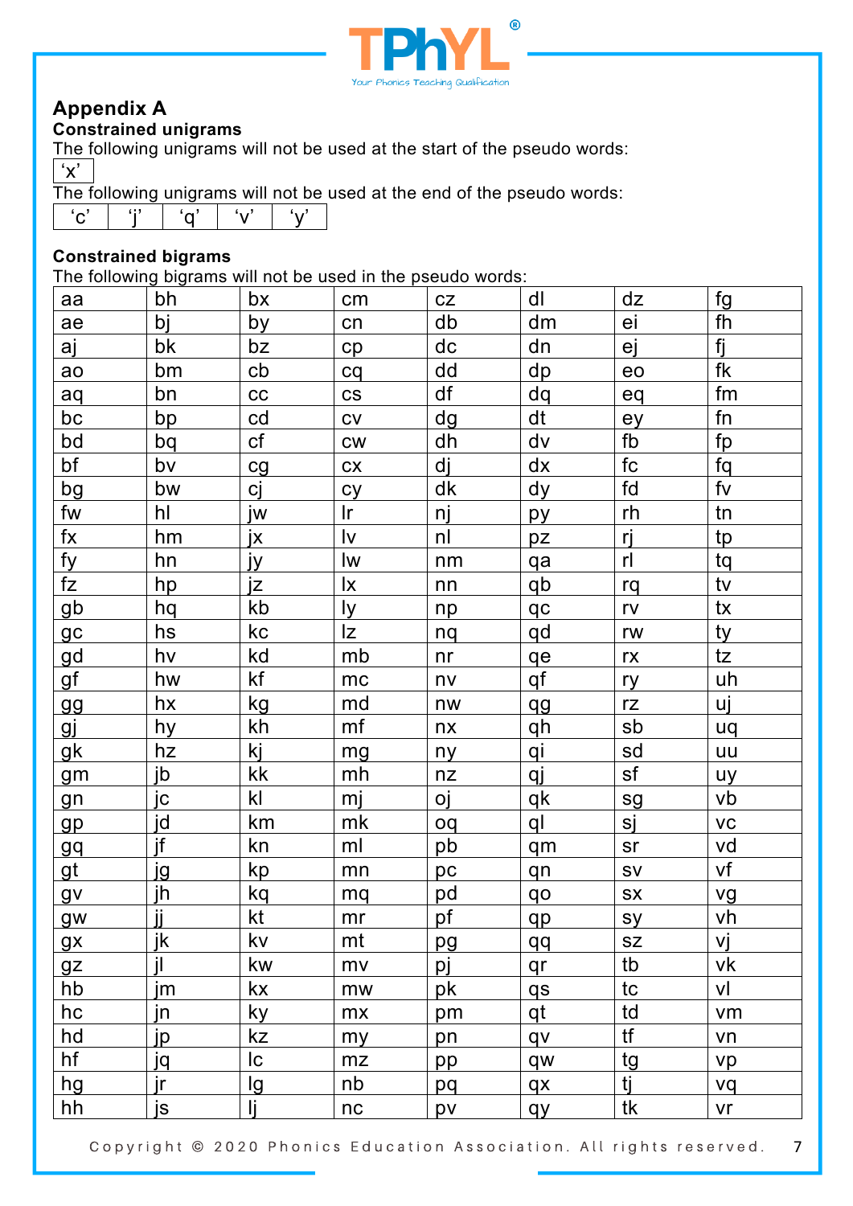## Appendix A

### Constrained unigrams

The following unigrams will not be used at the start of the pseudo words:

| ‘x’ |
|---|

The following unigrams will not be used at the end of the pseudo words:

| ‘c’ | ‘j’ | ‘q’ | ‘v’ | ‘y’ |
|---|---|---|---|---|

### Constrained bigrams

The following bigrams will not be used in the pseudo words:

| | | | | | | | |
|---|---|---|---|---|---|---|---|
| aa | bh | bx | cm | cz | dl | dz | fg |
| ae | bj | by | cn | db | dm | ei | fh |
| aj | bk | bz | cp | dc | dn | ej | fj |
| ao | bm | cb | cq | dd | dp | eo | fk |
| aq | bn | cc | cs | df | dq | eq | fm |
| bc | bp | cd | cv | dg | dt | ey | fn |
| bd | bq | cf | cw | dh | dv | fb | fp |
| bf | bv | cg | cx | dj | dx | fc | fq |
| bg | bw | cj | cy | dk | dy | fd | fv |
| fw | hl | jw | lr | nj | py | rh | tn |
| fx | hm | jx | lv | nl | pz | rj | tp |
| fy | hn | jy | lw | nm | qa | rl | tq |
| fz | hp | jz | lx | nn | qb | rq | tv |
| gb | hq | kb | ly | np | qc | rv | tx |
| gc | hs | kc | lz | nq | qd | rw | ty |
| gd | hv | kd | mb | nr | qe | rx | tz |
| gf | hw | kf | mc | nv | qf | ry | uh |
| gg | hx | kg | md | nw | qg | rz | uj |
| gj | hy | kh | mf | nx | qh | sb | uq |
| gk | hz | kj | mg | ny | qi | sd | uu |
| gm | jb | kk | mh | nz | qj | sf | uy |
| gn | jc | kl | mj | oj | qk | sg | vb |
| gp | jd | km | mk | oq | ql | sj | vc |
| gq | jf | kn | ml | pb | qm | sr | vd |
| gt | jg | kp | mn | pc | qn | sv | vf |
| gv | jh | kq | mq | pd | qo | sx | vg |
| gw | jj | kt | mr | pf | qp | sy | vh |
| gx | jk | kv | mt | pg | qq | sz | vj |
| gz | jl | kw | mv | pj | qr | tb | vk |
| hb | jm | kx | mw | pk | qs | tc | vl |
| hc | jn | ky | mx | pm | qt | td | vm |
| hd | jp | kz | my | pn | qv | tf | vn |
| hf | jq | lc | mz | pp | qw | tg | vp |
| hg | jr | lg | nb | pq | qx | tj | vq |
| hh | js | lj | nc | pv | qy | tk | vr |

Copyright © 2020 Phonics Education Association. All rights reserved.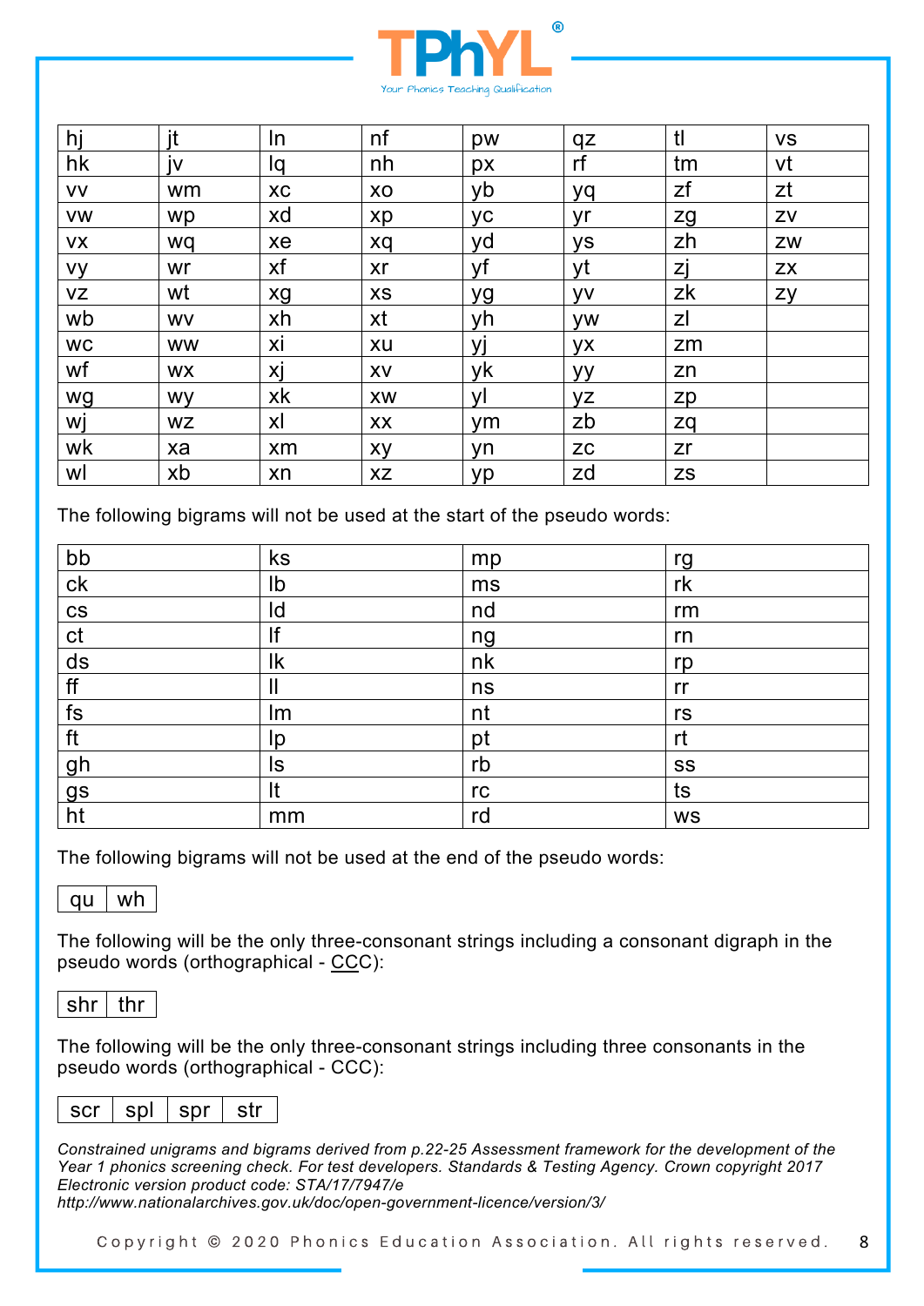| | | | | | | | |
|---|---|---|---|---|---|---|---|
| hj | jt | ln | nf | pw | qz | tl | vs |
| hk | jv | lq | nh | px | rf | tm | vt |
| vv | wm | xc | xo | yb | yq | zf | zt |
| vw | wp | xd | xp | yc | yr | zg | zv |
| vx | wq | xe | xq | yd | ys | zh | zw |
| vy | wr | xf | xr | yf | yt | zj | zx |
| vz | wt | xg | xs | yg | yv | zk | zy |
| wb | wv | xh | xt | yh | yw | zl | |
| wc | ww | xi | xu | yj | yx | zm | |
| wf | wx | xj | xv | yk | yy | zn | |
| wg | wy | xk | xw | yl | yz | zp | |
| wj | wz | xl | xx | ym | zb | zq | |
| wk | xa | xm | xy | yn | zc | zr | |
| wl | xb | xn | xz | yp | zd | zs | |

The following bigrams will not be used at the start of the pseudo words:

| | | | |
|---|---|---|---|
| bb | ks | mp | rg |
| ck | lb | ms | rk |
| cs | ld | nd | rm |
| ct | lf | ng | rn |
| ds | lk | nk | rp |
| ff | ll | ns | rr |
| fs | lm | nt | rs |
| ft | lp | pt | rt |
| gh | ls | rb | ss |
| gs | lt | rc | ts |
| ht | mm | rd | ws |

The following bigrams will not be used at the end of the pseudo words:

| | |
|---|---|
| qu | wh |

The following will be the only three-consonant strings including a consonant digraph in the pseudo words (orthographical - CCC):

| | |
|---|---|
| shr | thr |

The following will be the only three-consonant strings including three consonants in the pseudo words (orthographical - CCC):

| | | | |
|---|---|---|---|
| scr | spl | spr | str |

*Constrained unigrams and bigrams derived from p.22-25 Assessment framework for the development of the Year 1 phonics screening check. For test developers. Standards & Testing Agency. Crown copyright 2017 Electronic version product code: STA/17/7947/e*
*http://www.nationalarchives.gov.uk/doc/open-government-licence/version/3/*

Copyright © 2020 Phonics Education Association. All rights reserved.